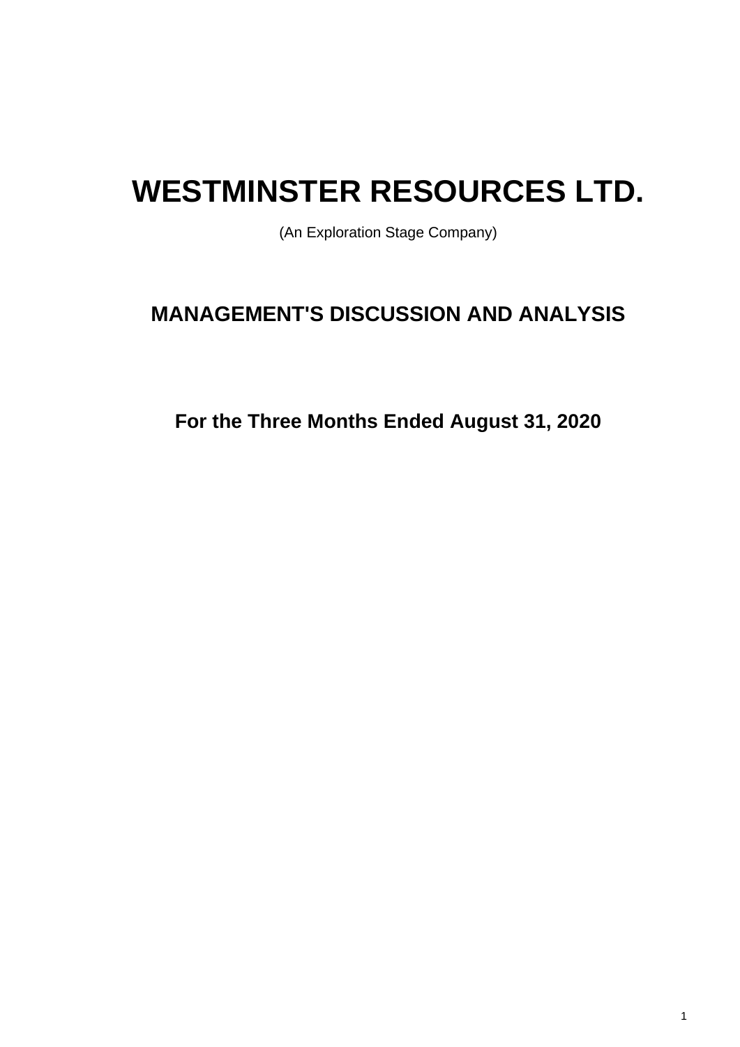# WESTMINSTER RESOURCES LTD.

(An Exploration Stage Company)

## MANAGEMENT'S DISCUSSION AND ANALYSIS

### For the Three Months Ended August 31, 2020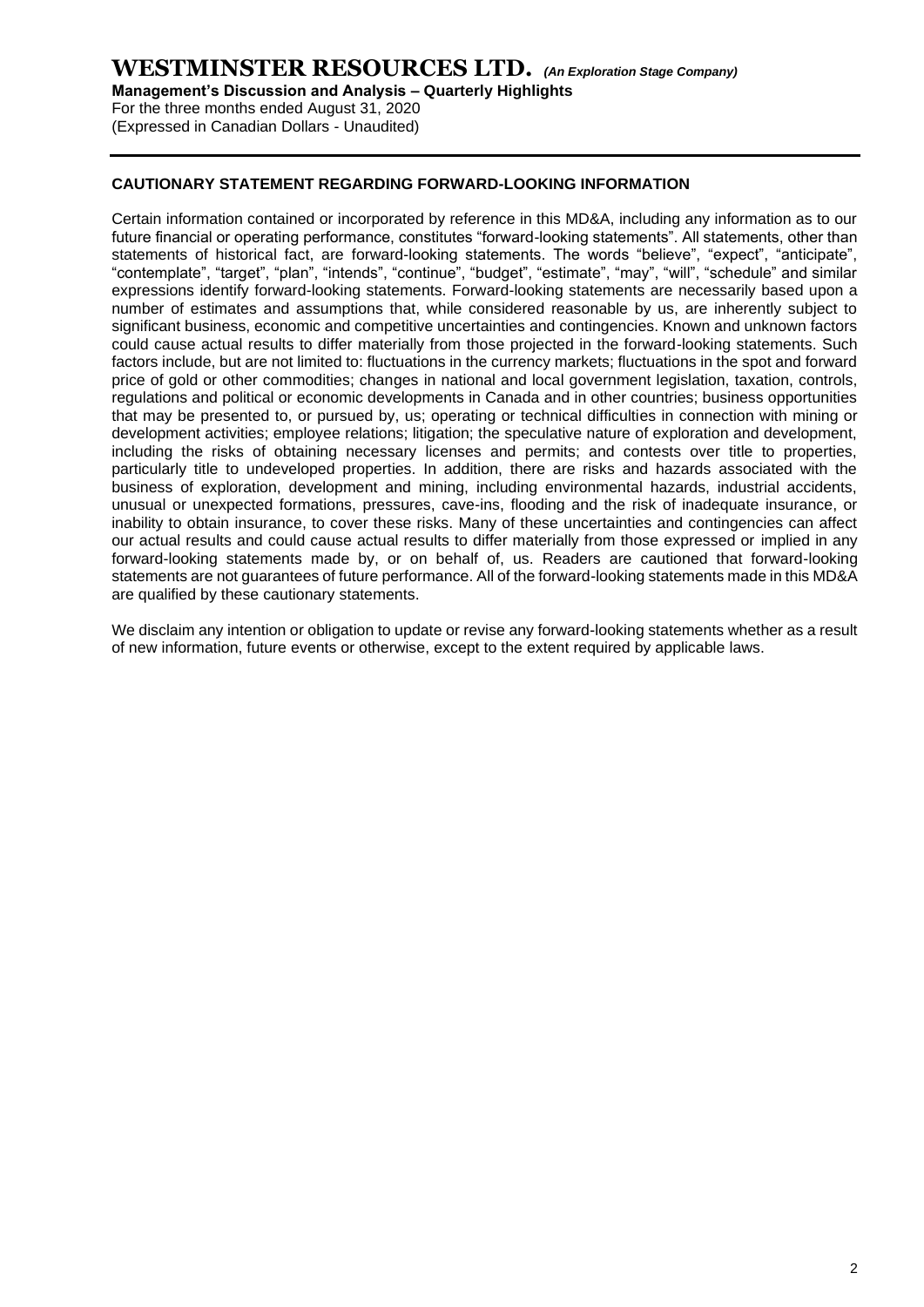## CAUTIONARY STATEMENT REGARDING FORWARD-LOOKING INFORMATION

Certain information contained or incorporated by reference in this MD&A, including any information as to our future financial or operating performance, constitutes "forward-looking statements". All statements, other than statements of historical fact, are forward-looking statements. The words "believe", "expect", "anticipate", "contemplate", "target", "plan", "intends", "continue", "budget", "estimate", "may", "will", "schedule" and similar expressions identify forward-looking statements. Forward-looking statements are necessarily based upon a number of estimates and assumptions that, while considered reasonable by us, are inherently subject to significant business, economic and competitive uncertainties and contingencies. Known and unknown factors could cause actual results to differ materially from those projected in the forward-looking statements. Such factors include, but are not limited to: fluctuations in the currency markets; fluctuations in the spot and forward price of gold or other commodities; changes in national and local government legislation, taxation, controls, regulations and political or economic developments in Canada and in other countries; business opportunities that may be presented to, or pursued by, us; operating or technical difficulties in connection with mining or development activities; employee relations; litigation; the speculative nature of exploration and development, including the risks of obtaining necessary licenses and permits; and contests over title to properties, particularly title to undeveloped properties. In addition, there are risks and hazards associated with the business of exploration, development and mining, including environmental hazards, industrial accidents, unusual or unexpected formations, pressures, cave-ins, flooding and the risk of inadequate insurance, or inability to obtain insurance, to cover these risks. Many of these uncertainties and contingencies can affect our actual results and could cause actual results to differ materially from those expressed or implied in any forward-looking statements made by, or on behalf of, us. Readers are cautioned that forward-looking statements are not guarantees of future performance. All of the forward-looking statements made in this MD&A are qualified by these cautionary statements.

We disclaim any intention or obligation to update or revise any forward-looking statements whether as a result of new information, future events or otherwise, except to the extent required by applicable laws.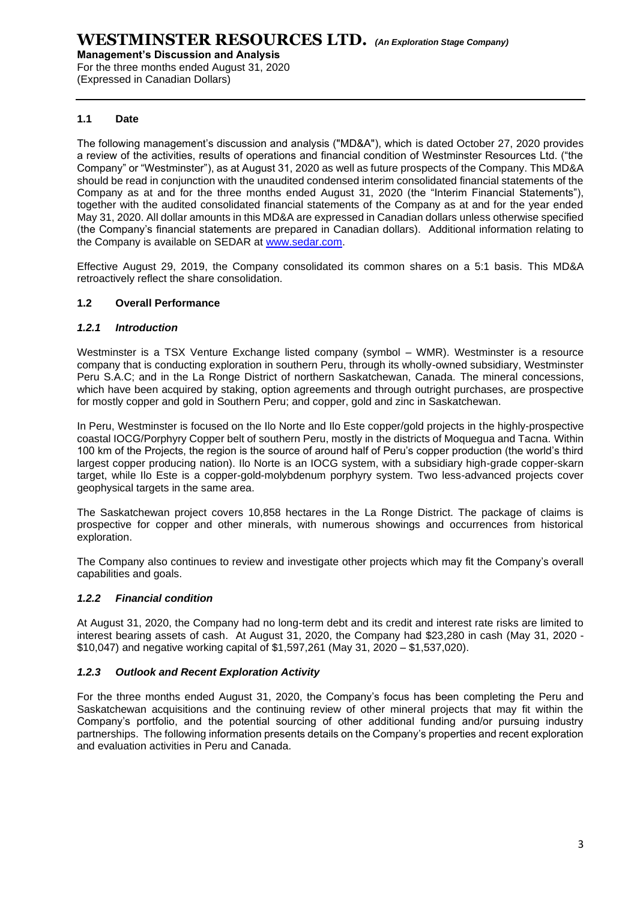## 1.1 Date

The following management's discussion and analysis ("MD&A"), which is dated October 27, 2020 provides a review of the activities, results of operations and financial condition of Westminster Resources Ltd. ("the Company" or "Westminster"), as at August 31, 2020 as well as future prospects of the Company. This MD&A should be read in conjunction with the unaudited condensed interim consolidated financial statements of the Company as at and for the three months ended August 31, 2020 (the "Interim Financial Statements"), together with the audited consolidated financial statements of the Company as at and for the year ended May 31, 2020. All dollar amounts in this MD&A are expressed in Canadian dollars unless otherwise specified (the Company's financial statements are prepared in Canadian dollars). Additional information relating to the Company is available on SEDAR at www.sedar.com.

Effective August 29, 2019, the Company consolidated its common shares on a 5:1 basis. This MD&A retroactively reflect the share consolidation.

## 1.2 Overall Performance

### *1.2.1 Introduction*

Westminster is a TSX Venture Exchange listed company (symbol – WMR). Westminster is a resource company that is conducting exploration in southern Peru, through its wholly-owned subsidiary, Westminster Peru S.A.C; and in the La Ronge District of northern Saskatchewan, Canada. The mineral concessions, which have been acquired by staking, option agreements and through outright purchases, are prospective for mostly copper and gold in Southern Peru; and copper, gold and zinc in Saskatchewan.

In Peru, Westminster is focused on the Ilo Norte and Ilo Este copper/gold projects in the highly-prospective coastal IOCG/Porphyry Copper belt of southern Peru, mostly in the districts of Moquegua and Tacna. Within 100 km of the Projects, the region is the source of around half of Peru's copper production (the world's third largest copper producing nation). Ilo Norte is an IOCG system, with a subsidiary high-grade copper-skarn target, while Ilo Este is a copper-gold-molybdenum porphyry system. Two less-advanced projects cover geophysical targets in the same area.

The Saskatchewan project covers 10,858 hectares in the La Ronge District. The package of claims is prospective for copper and other minerals, with numerous showings and occurrences from historical exploration.

The Company also continues to review and investigate other projects which may fit the Company's overall capabilities and goals.

### *1.2.2 Financial condition*

At August 31, 2020, the Company had no long-term debt and its credit and interest rate risks are limited to interest bearing assets of cash. At August 31, 2020, the Company had $23,280 in cash (May 31, 2020 - $10,047) and negative working capital of $1,597,261 (May 31, 2020 – $1,537,020).

### *1.2.3 Outlook and Recent Exploration Activity*

For the three months ended August 31, 2020, the Company's focus has been completing the Peru and Saskatchewan acquisitions and the continuing review of other mineral projects that may fit within the Company's portfolio, and the potential sourcing of other additional funding and/or pursuing industry partnerships. The following information presents details on the Company's properties and recent exploration and evaluation activities in Peru and Canada.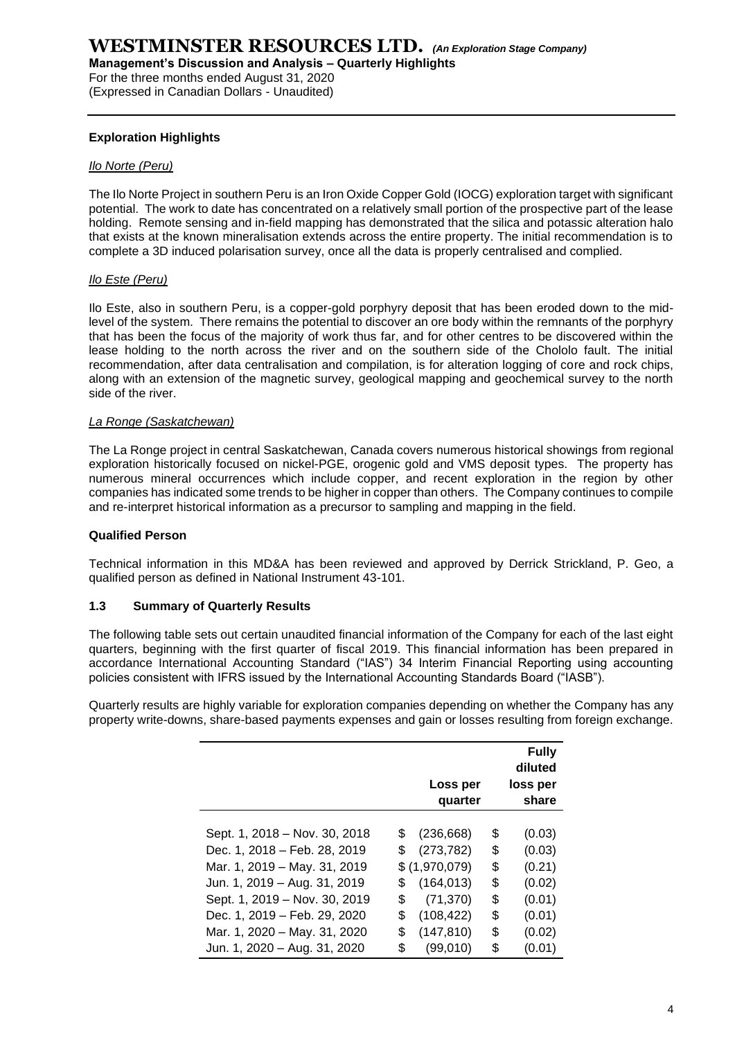### Exploration Highlights

*Ilo Norte (Peru)*

The Ilo Norte Project in southern Peru is an Iron Oxide Copper Gold (IOCG) exploration target with significant potential. The work to date has concentrated on a relatively small portion of the prospective part of the lease holding. Remote sensing and in-field mapping has demonstrated that the silica and potassic alteration halo that exists at the known mineralisation extends across the entire property. The initial recommendation is to complete a 3D induced polarisation survey, once all the data is properly centralised and complied.

*Ilo Este (Peru)*

Ilo Este, also in southern Peru, is a copper-gold porphyry deposit that has been eroded down to the mid-level of the system. There remains the potential to discover an ore body within the remnants of the porphyry that has been the focus of the majority of work thus far, and for other centres to be discovered within the lease holding to the north across the river and on the southern side of the Chololo fault. The initial recommendation, after data centralisation and compilation, is for alteration logging of core and rock chips, along with an extension of the magnetic survey, geological mapping and geochemical survey to the north side of the river.

*La Ronge (Saskatchewan)*

The La Ronge project in central Saskatchewan, Canada covers numerous historical showings from regional exploration historically focused on nickel-PGE, orogenic gold and VMS deposit types. The property has numerous mineral occurrences which include copper, and recent exploration in the region by other companies has indicated some trends to be higher in copper than others. The Company continues to compile and re-interpret historical information as a precursor to sampling and mapping in the field.

### Qualified Person

Technical information in this MD&A has been reviewed and approved by Derrick Strickland, P. Geo, a qualified person as defined in National Instrument 43-101.

### 1.3 Summary of Quarterly Results

The following table sets out certain unaudited financial information of the Company for each of the last eight quarters, beginning with the first quarter of fiscal 2019. This financial information has been prepared in accordance International Accounting Standard ("IAS") 34 Interim Financial Reporting using accounting policies consistent with IFRS issued by the International Accounting Standards Board ("IASB").

Quarterly results are highly variable for exploration companies depending on whether the Company has any property write-downs, share-based payments expenses and gain or losses resulting from foreign exchange.

| | Loss per quarter | Fully diluted loss per share |
|---|---|---|
| Sept. 1, 2018 – Nov. 30, 2018 | $ (236,668) | $ (0.03) |
| Dec. 1, 2018 – Feb. 28, 2019 | $ (273,782) | $ (0.03) |
| Mar. 1, 2019 – May. 31, 2019 | $ (1,970,079) | $ (0.21) |
| Jun. 1, 2019 – Aug. 31, 2019 | $ (164,013) | $ (0.02) |
| Sept. 1, 2019 – Nov. 30, 2019 | $ (71,370) | $ (0.01) |
| Dec. 1, 2019 – Feb. 29, 2020 | $ (108,422) | $ (0.01) |
| Mar. 1, 2020 – May. 31, 2020 | $ (147,810) | $ (0.02) |
| Jun. 1, 2020 – Aug. 31, 2020 | $ (99,010) | $ (0.01) |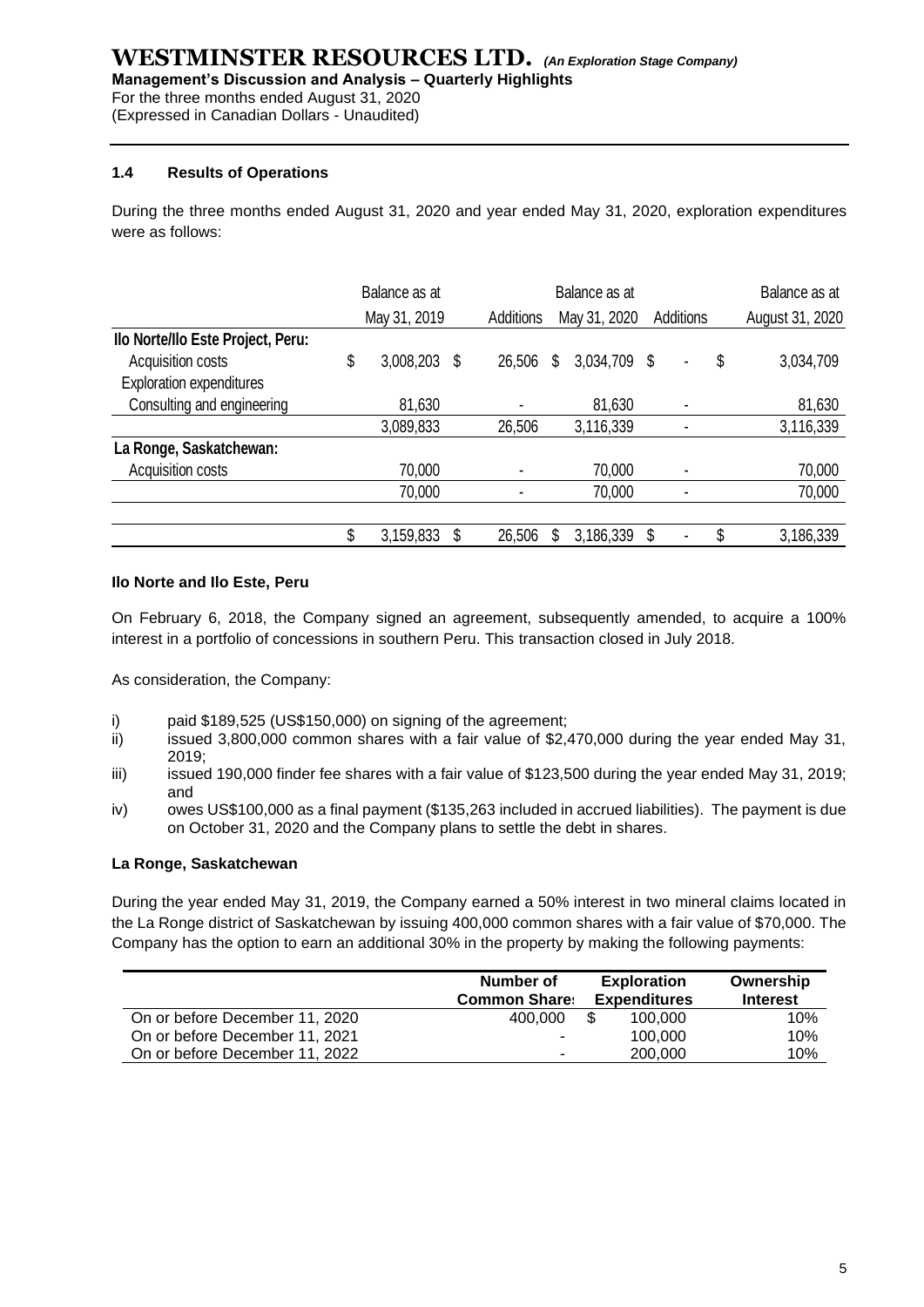### 1.4 Results of Operations

During the three months ended August 31, 2020 and year ended May 31, 2020, exploration expenditures were as follows:

| | Balance as at May 31, 2019 | Additions | Balance as at May 31, 2020 | Additions | Balance as at August 31, 2020 |
|---|---|---|---|---|---|
| **Ilo Norte/Ilo Este Project, Peru:** | | | | | |
| Acquisition costs | $ 3,008,203 | $ 26,506 | $ 3,034,709 | $ - | $ 3,034,709 |
| Exploration expenditures | | | | | |
| Consulting and engineering | 81,630 | - | 81,630 | - | 81,630 |
| | 3,089,833 | 26,506 | 3,116,339 | - | 3,116,339 |
| **La Ronge, Saskatchewan:** | | | | | |
| Acquisition costs | 70,000 | - | 70,000 | - | 70,000 |
| | 70,000 | - | 70,000 | - | 70,000 |
| | $ 3,159,833 | $ 26,506 | $ 3,186,339 | $ - | $ 3,186,339 |

**Ilo Norte and Ilo Este, Peru**

On February 6, 2018, the Company signed an agreement, subsequently amended, to acquire a 100% interest in a portfolio of concessions in southern Peru. This transaction closed in July 2018.

As consideration, the Company:

i) paid $189,525 (US$150,000) on signing of the agreement;
ii) issued 3,800,000 common shares with a fair value of $2,470,000 during the year ended May 31, 2019;
iii) issued 190,000 finder fee shares with a fair value of $123,500 during the year ended May 31, 2019; and
iv) owes US$100,000 as a final payment ($135,263 included in accrued liabilities). The payment is due on October 31, 2020 and the Company plans to settle the debt in shares.

**La Ronge, Saskatchewan**

During the year ended May 31, 2019, the Company earned a 50% interest in two mineral claims located in the La Ronge district of Saskatchewan by issuing 400,000 common shares with a fair value of $70,000. The Company has the option to earn an additional 30% in the property by making the following payments:

| | Number of Common Shares | Exploration Expenditures | Ownership Interest |
|---|---|---|---|
| On or before December 11, 2020 | 400,000 | $ 100,000 | 10% |
| On or before December 11, 2021 | - | 100,000 | 10% |
| On or before December 11, 2022 | - | 200,000 | 10% |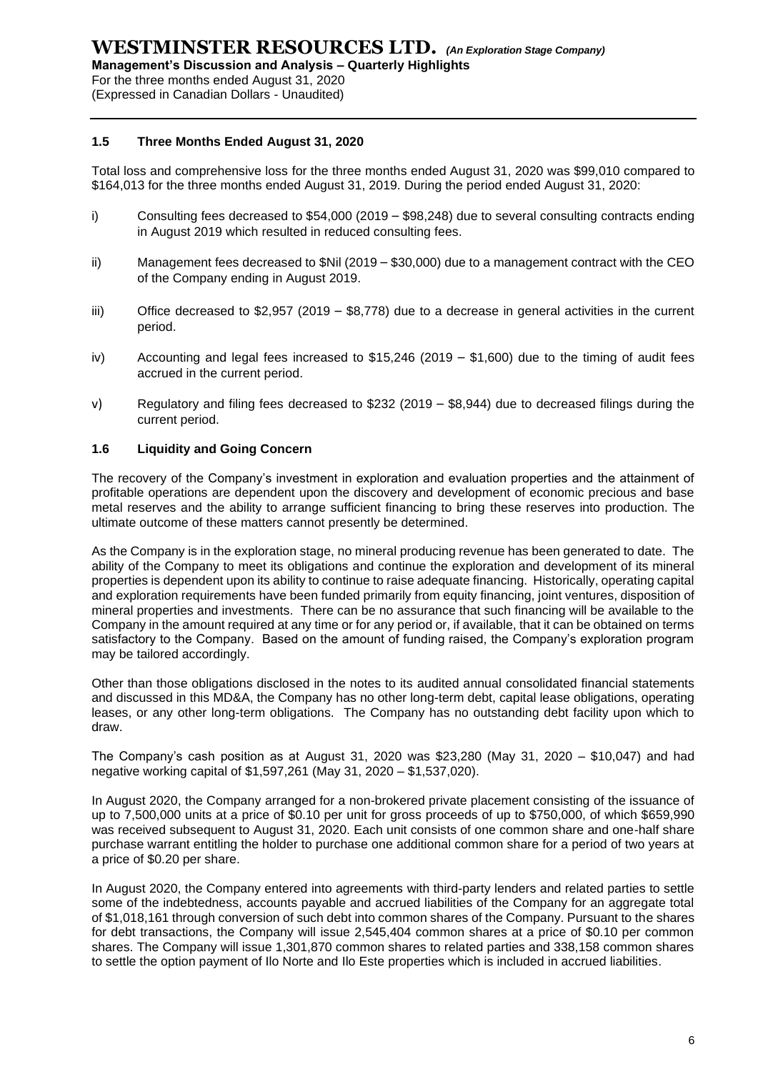## 1.5 Three Months Ended August 31, 2020

Total loss and comprehensive loss for the three months ended August 31, 2020 was $99,010 compared to $164,013 for the three months ended August 31, 2019. During the period ended August 31, 2020:

i) Consulting fees decreased to $54,000 (2019 – $98,248) due to several consulting contracts ending in August 2019 which resulted in reduced consulting fees.

ii) Management fees decreased to $Nil (2019 – $30,000) due to a management contract with the CEO of the Company ending in August 2019.

iii) Office decreased to $2,957 (2019 – $8,778) due to a decrease in general activities in the current period.

iv) Accounting and legal fees increased to $15,246 (2019 – $1,600) due to the timing of audit fees accrued in the current period.

v) Regulatory and filing fees decreased to $232 (2019 – $8,944) due to decreased filings during the current period.

## 1.6 Liquidity and Going Concern

The recovery of the Company's investment in exploration and evaluation properties and the attainment of profitable operations are dependent upon the discovery and development of economic precious and base metal reserves and the ability to arrange sufficient financing to bring these reserves into production. The ultimate outcome of these matters cannot presently be determined.

As the Company is in the exploration stage, no mineral producing revenue has been generated to date. The ability of the Company to meet its obligations and continue the exploration and development of its mineral properties is dependent upon its ability to continue to raise adequate financing. Historically, operating capital and exploration requirements have been funded primarily from equity financing, joint ventures, disposition of mineral properties and investments. There can be no assurance that such financing will be available to the Company in the amount required at any time or for any period or, if available, that it can be obtained on terms satisfactory to the Company. Based on the amount of funding raised, the Company's exploration program may be tailored accordingly.

Other than those obligations disclosed in the notes to its audited annual consolidated financial statements and discussed in this MD&A, the Company has no other long-term debt, capital lease obligations, operating leases, or any other long-term obligations. The Company has no outstanding debt facility upon which to draw.

The Company's cash position as at August 31, 2020 was $23,280 (May 31, 2020 – $10,047) and had negative working capital of $1,597,261 (May 31, 2020 – $1,537,020).

In August 2020, the Company arranged for a non-brokered private placement consisting of the issuance of up to 7,500,000 units at a price of $0.10 per unit for gross proceeds of up to $750,000, of which $659,990 was received subsequent to August 31, 2020. Each unit consists of one common share and one-half share purchase warrant entitling the holder to purchase one additional common share for a period of two years at a price of $0.20 per share.

In August 2020, the Company entered into agreements with third-party lenders and related parties to settle some of the indebtedness, accounts payable and accrued liabilities of the Company for an aggregate total of $1,018,161 through conversion of such debt into common shares of the Company. Pursuant to the shares for debt transactions, the Company will issue 2,545,404 common shares at a price of $0.10 per common shares. The Company will issue 1,301,870 common shares to related parties and 338,158 common shares to settle the option payment of Ilo Norte and Ilo Este properties which is included in accrued liabilities.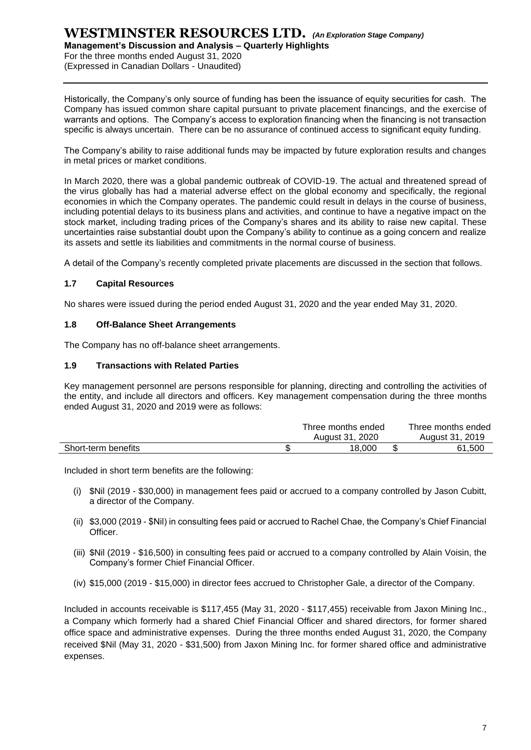Historically, the Company's only source of funding has been the issuance of equity securities for cash. The Company has issued common share capital pursuant to private placement financings, and the exercise of warrants and options. The Company's access to exploration financing when the financing is not transaction specific is always uncertain. There can be no assurance of continued access to significant equity funding.

The Company's ability to raise additional funds may be impacted by future exploration results and changes in metal prices or market conditions.

In March 2020, there was a global pandemic outbreak of COVID-19. The actual and threatened spread of the virus globally has had a material adverse effect on the global economy and specifically, the regional economies in which the Company operates. The pandemic could result in delays in the course of business, including potential delays to its business plans and activities, and continue to have a negative impact on the stock market, including trading prices of the Company's shares and its ability to raise new capital. These uncertainties raise substantial doubt upon the Company's ability to continue as a going concern and realize its assets and settle its liabilities and commitments in the normal course of business.

A detail of the Company's recently completed private placements are discussed in the section that follows.

### 1.7 Capital Resources

No shares were issued during the period ended August 31, 2020 and the year ended May 31, 2020.

### 1.8 Off-Balance Sheet Arrangements

The Company has no off-balance sheet arrangements.

### 1.9 Transactions with Related Parties

Key management personnel are persons responsible for planning, directing and controlling the activities of the entity, and include all directors and officers. Key management compensation during the three months ended August 31, 2020 and 2019 were as follows:

| | Three months ended August 31, 2020 | Three months ended August 31, 2019 |
|---|---|---|
| Short-term benefits | $ 18,000 | $ 61,500 |

Included in short term benefits are the following:

(i) $Nil (2019 - $30,000) in management fees paid or accrued to a company controlled by Jason Cubitt, a director of the Company.

(ii) $3,000 (2019 - $Nil) in consulting fees paid or accrued to Rachel Chae, the Company's Chief Financial Officer.

(iii) $Nil (2019 - $16,500) in consulting fees paid or accrued to a company controlled by Alain Voisin, the Company's former Chief Financial Officer.

(iv) $15,000 (2019 - $15,000) in director fees accrued to Christopher Gale, a director of the Company.

Included in accounts receivable is $117,455 (May 31, 2020 - $117,455) receivable from Jaxon Mining Inc., a Company which formerly had a shared Chief Financial Officer and shared directors, for former shared office space and administrative expenses. During the three months ended August 31, 2020, the Company received $Nil (May 31, 2020 - $31,500) from Jaxon Mining Inc. for former shared office and administrative expenses.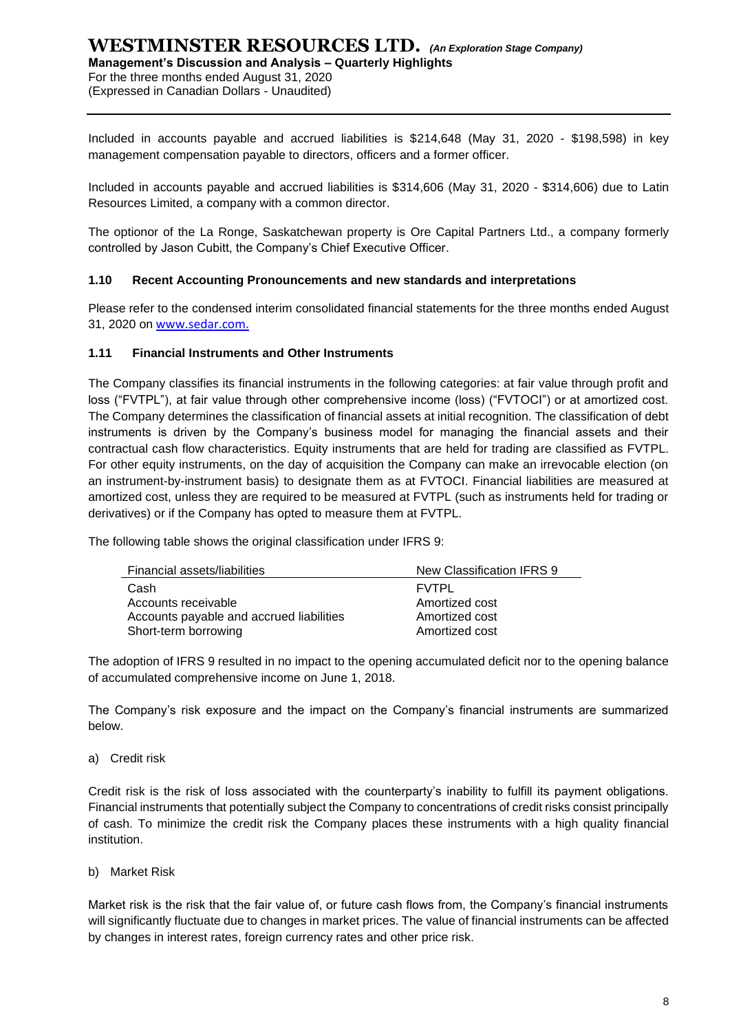Included in accounts payable and accrued liabilities is $214,648 (May 31, 2020 - $198,598) in key management compensation payable to directors, officers and a former officer.

Included in accounts payable and accrued liabilities is $314,606 (May 31, 2020 - $314,606) due to Latin Resources Limited, a company with a common director.

The optionor of the La Ronge, Saskatchewan property is Ore Capital Partners Ltd., a company formerly controlled by Jason Cubitt, the Company's Chief Executive Officer.

### 1.10 Recent Accounting Pronouncements and new standards and interpretations

Please refer to the condensed interim consolidated financial statements for the three months ended August 31, 2020 on www.sedar.com.

### 1.11 Financial Instruments and Other Instruments

The Company classifies its financial instruments in the following categories: at fair value through profit and loss ("FVTPL"), at fair value through other comprehensive income (loss) ("FVTOCI") or at amortized cost. The Company determines the classification of financial assets at initial recognition. The classification of debt instruments is driven by the Company's business model for managing the financial assets and their contractual cash flow characteristics. Equity instruments that are held for trading are classified as FVTPL. For other equity instruments, on the day of acquisition the Company can make an irrevocable election (on an instrument-by-instrument basis) to designate them as at FVTOCI. Financial liabilities are measured at amortized cost, unless they are required to be measured at FVTPL (such as instruments held for trading or derivatives) or if the Company has opted to measure them at FVTPL.

The following table shows the original classification under IFRS 9:

| Financial assets/liabilities | New Classification IFRS 9 |
|---|---|
| Cash | FVTPL |
| Accounts receivable | Amortized cost |
| Accounts payable and accrued liabilities | Amortized cost |
| Short-term borrowing | Amortized cost |

The adoption of IFRS 9 resulted in no impact to the opening accumulated deficit nor to the opening balance of accumulated comprehensive income on June 1, 2018.

The Company's risk exposure and the impact on the Company's financial instruments are summarized below.

a) Credit risk

Credit risk is the risk of loss associated with the counterparty's inability to fulfill its payment obligations. Financial instruments that potentially subject the Company to concentrations of credit risks consist principally of cash. To minimize the credit risk the Company places these instruments with a high quality financial institution.

b) Market Risk

Market risk is the risk that the fair value of, or future cash flows from, the Company's financial instruments will significantly fluctuate due to changes in market prices. The value of financial instruments can be affected by changes in interest rates, foreign currency rates and other price risk.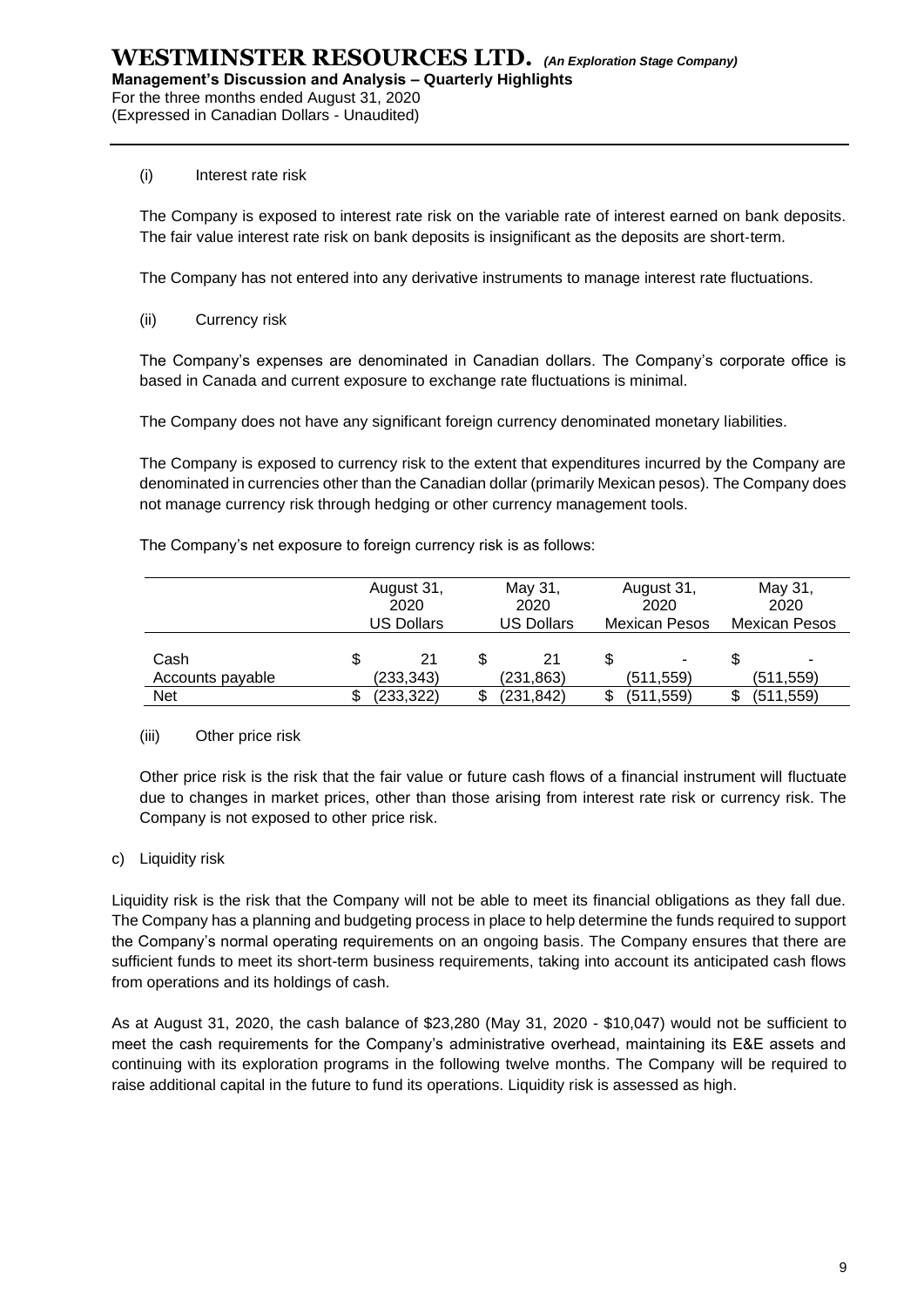(i) Interest rate risk

The Company is exposed to interest rate risk on the variable rate of interest earned on bank deposits. The fair value interest rate risk on bank deposits is insignificant as the deposits are short-term.

The Company has not entered into any derivative instruments to manage interest rate fluctuations.

(ii) Currency risk

The Company's expenses are denominated in Canadian dollars. The Company's corporate office is based in Canada and current exposure to exchange rate fluctuations is minimal.

The Company does not have any significant foreign currency denominated monetary liabilities.

The Company is exposed to currency risk to the extent that expenditures incurred by the Company are denominated in currencies other than the Canadian dollar (primarily Mexican pesos). The Company does not manage currency risk through hedging or other currency management tools.

The Company's net exposure to foreign currency risk is as follows:

| | August 31, 2020 US Dollars | May 31, 2020 US Dollars | August 31, 2020 Mexican Pesos | May 31, 2020 Mexican Pesos |
|---|---|---|---|---|
| Cash | $ 21 | $ 21 | $ - | $ - |
| Accounts payable | (233,343) | (231,863) | (511,559) | (511,559) |
| Net | $ (233,322) | $ (231,842) | $ (511,559) | $ (511,559) |

(iii) Other price risk

Other price risk is the risk that the fair value or future cash flows of a financial instrument will fluctuate due to changes in market prices, other than those arising from interest rate risk or currency risk. The Company is not exposed to other price risk.

c) Liquidity risk

Liquidity risk is the risk that the Company will not be able to meet its financial obligations as they fall due. The Company has a planning and budgeting process in place to help determine the funds required to support the Company's normal operating requirements on an ongoing basis. The Company ensures that there are sufficient funds to meet its short-term business requirements, taking into account its anticipated cash flows from operations and its holdings of cash.

As at August 31, 2020, the cash balance of $23,280 (May 31, 2020 - $10,047) would not be sufficient to meet the cash requirements for the Company's administrative overhead, maintaining its E&E assets and continuing with its exploration programs in the following twelve months. The Company will be required to raise additional capital in the future to fund its operations. Liquidity risk is assessed as high.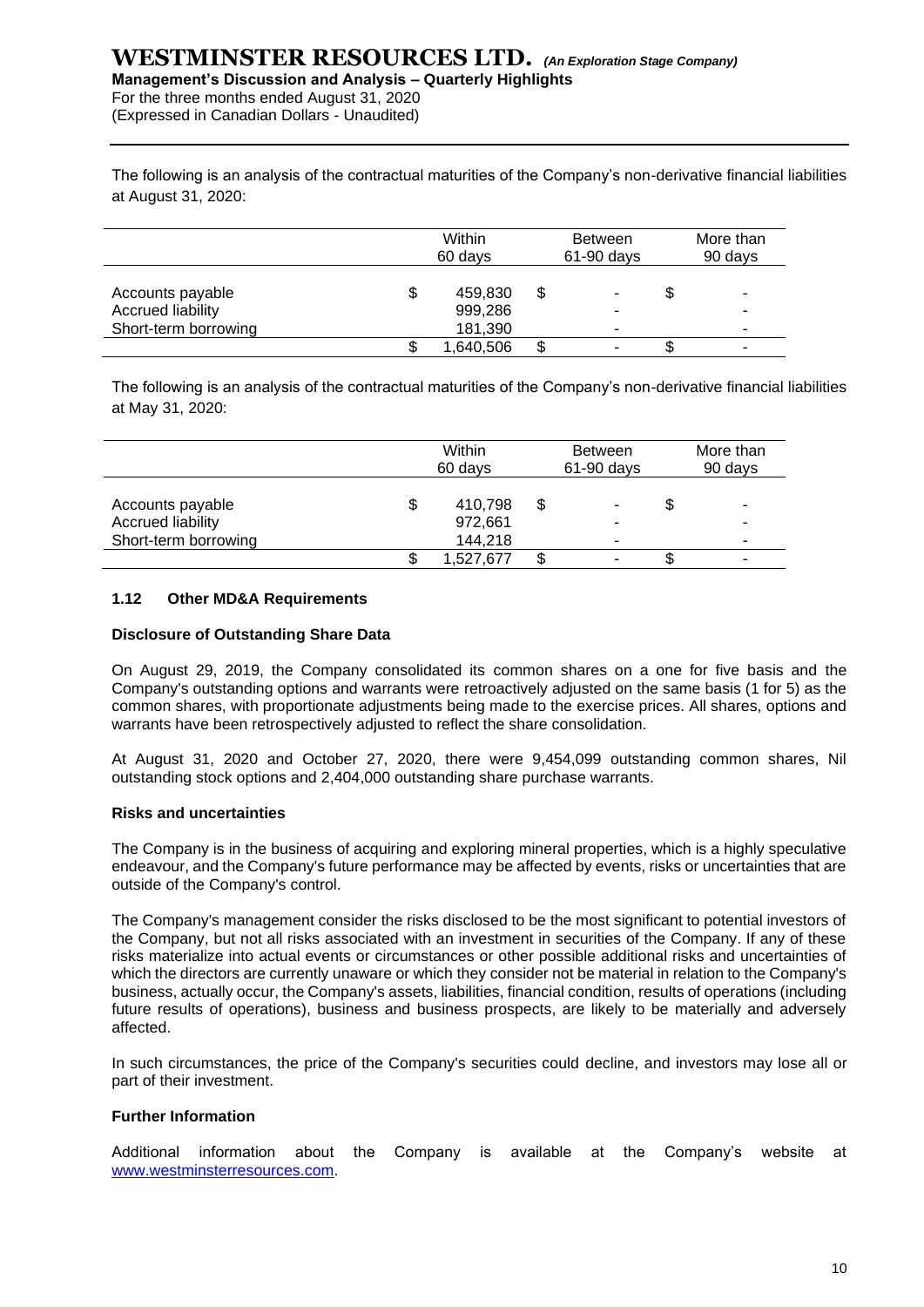The following is an analysis of the contractual maturities of the Company's non-derivative financial liabilities at August 31, 2020:

| | Within 60 days | Between 61-90 days | More than 90 days |
|---|---|---|---|
| Accounts payable | $ 459,830 | $ - | $ - |
| Accrued liability | 999,286 | - | - |
| Short-term borrowing | 181,390 | - | - |
| | $ 1,640,506 | $ - | $ - |

The following is an analysis of the contractual maturities of the Company's non-derivative financial liabilities at May 31, 2020:

| | Within 60 days | Between 61-90 days | More than 90 days |
|---|---|---|---|
| Accounts payable | $ 410,798 | $ - | $ - |
| Accrued liability | 972,661 | - | - |
| Short-term borrowing | 144,218 | - | - |
| | $ 1,527,677 | $ - | $ - |

## 1.12 Other MD&A Requirements

**Disclosure of Outstanding Share Data**

On August 29, 2019, the Company consolidated its common shares on a one for five basis and the Company's outstanding options and warrants were retroactively adjusted on the same basis (1 for 5) as the common shares, with proportionate adjustments being made to the exercise prices. All shares, options and warrants have been retrospectively adjusted to reflect the share consolidation.

At August 31, 2020 and October 27, 2020, there were 9,454,099 outstanding common shares, Nil outstanding stock options and 2,404,000 outstanding share purchase warrants.

**Risks and uncertainties**

The Company is in the business of acquiring and exploring mineral properties, which is a highly speculative endeavour, and the Company's future performance may be affected by events, risks or uncertainties that are outside of the Company's control.

The Company's management consider the risks disclosed to be the most significant to potential investors of the Company, but not all risks associated with an investment in securities of the Company. If any of these risks materialize into actual events or circumstances or other possible additional risks and uncertainties of which the directors are currently unaware or which they consider not be material in relation to the Company's business, actually occur, the Company's assets, liabilities, financial condition, results of operations (including future results of operations), business and business prospects, are likely to be materially and adversely affected.

In such circumstances, the price of the Company's securities could decline, and investors may lose all or part of their investment.

**Further Information**

Additional information about the Company is available at the Company's website at www.westminsterresources.com.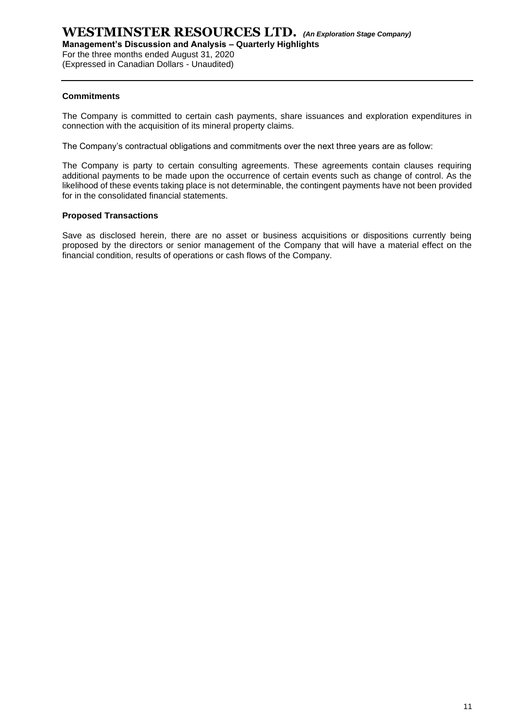### Commitments

The Company is committed to certain cash payments, share issuances and exploration expenditures in connection with the acquisition of its mineral property claims.

The Company's contractual obligations and commitments over the next three years are as follow:

The Company is party to certain consulting agreements. These agreements contain clauses requiring additional payments to be made upon the occurrence of certain events such as change of control. As the likelihood of these events taking place is not determinable, the contingent payments have not been provided for in the consolidated financial statements.

### Proposed Transactions

Save as disclosed herein, there are no asset or business acquisitions or dispositions currently being proposed by the directors or senior management of the Company that will have a material effect on the financial condition, results of operations or cash flows of the Company.